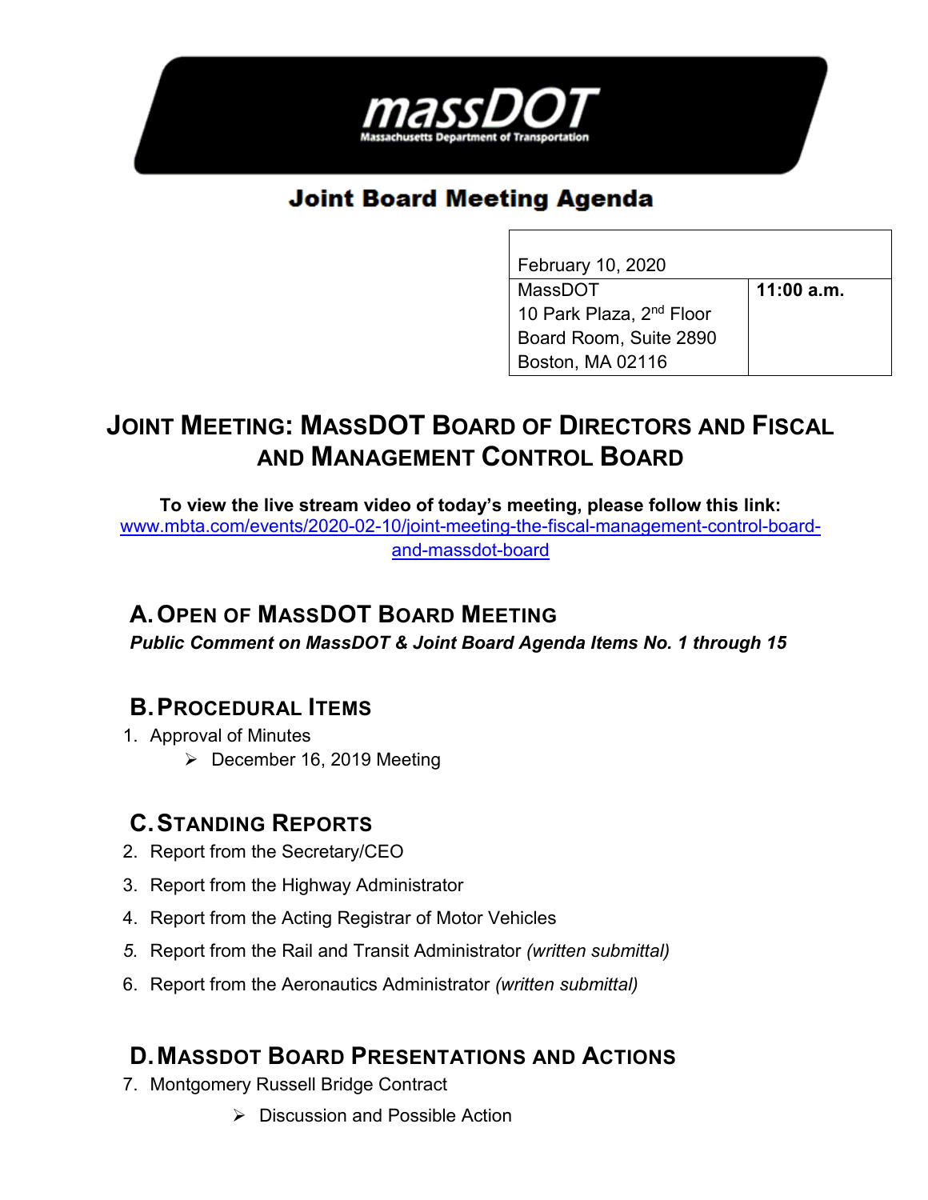massDOT

Massachusetts Department of Transportation

# Joint Board Meeting Agenda

| February 10, 2020 | |
| --- | --- |
| MassDOT<br>10 Park Plaza, 2nd Floor<br>Board Room, Suite 2890<br>Boston, MA 02116 | **11:00 a.m.** |

## JOINT MEETING: MASSDOT BOARD OF DIRECTORS AND FISCAL AND MANAGEMENT CONTROL BOARD

**To view the live stream video of today's meeting, please follow this link:**
[www.mbta.com/events/2020-02-10/joint-meeting-the-fiscal-management-control-board-and-massdot-board](www.mbta.com/events/2020-02-10/joint-meeting-the-fiscal-management-control-board-and-massdot-board)

### A. OPEN OF MASSDOT BOARD MEETING

***Public Comment on MassDOT & Joint Board Agenda Items No. 1 through 15***

### B. PROCEDURAL ITEMS

1. Approval of Minutes
   - December 16, 2019 Meeting

### C. STANDING REPORTS

2. Report from the Secretary/CEO
3. Report from the Highway Administrator
4. Report from the Acting Registrar of Motor Vehicles
5. Report from the Rail and Transit Administrator *(written submittal)*
6. Report from the Aeronautics Administrator *(written submittal)*

### D. MASSDOT BOARD PRESENTATIONS AND ACTIONS

7. Montgomery Russell Bridge Contract
   - Discussion and Possible Action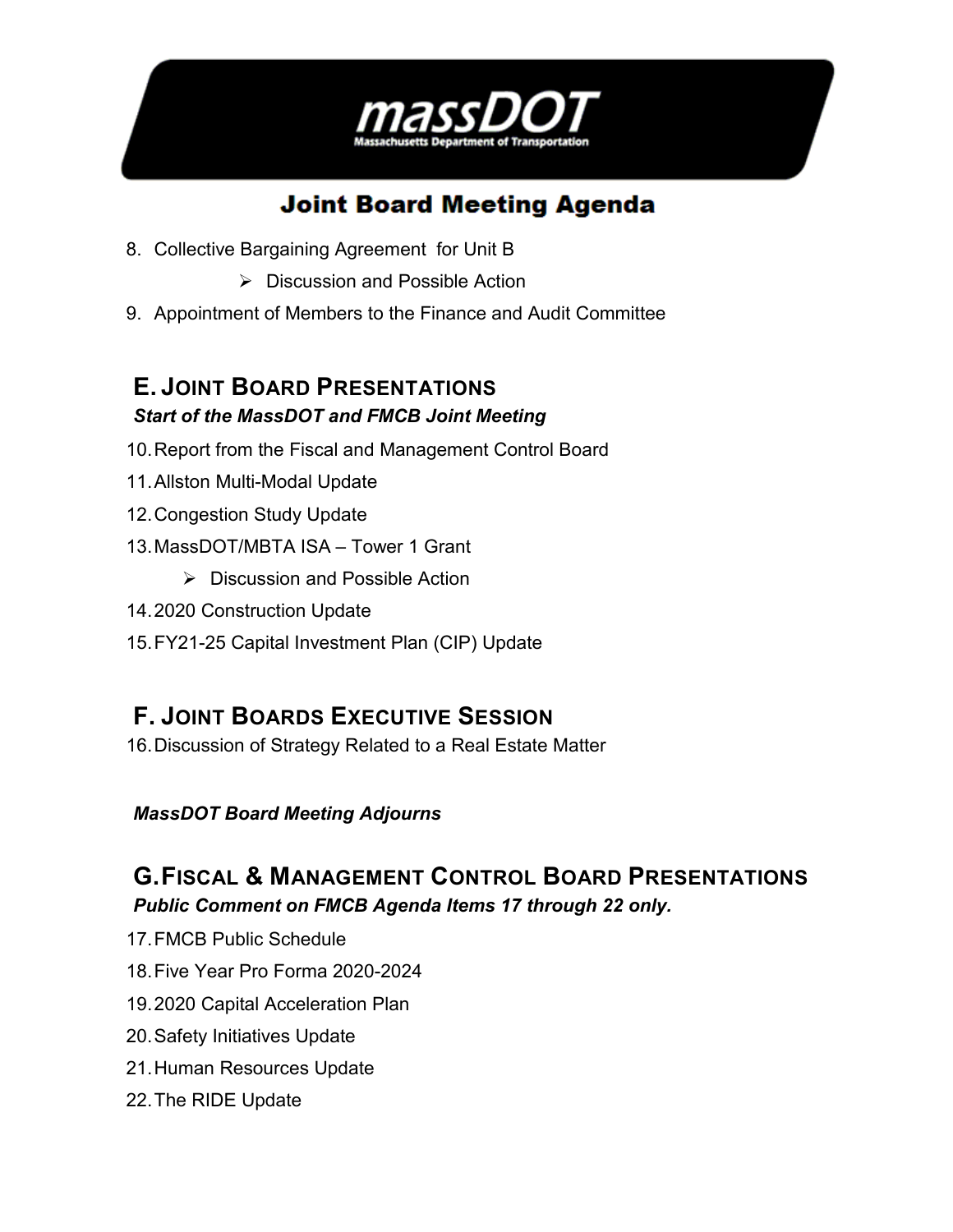# Joint Board Meeting Agenda

8. Collective Bargaining Agreement for Unit B
   - Discussion and Possible Action
9. Appointment of Members to the Finance and Audit Committee

## E. Joint Board Presentations

***Start of the MassDOT and FMCB Joint Meeting***

10. Report from the Fiscal and Management Control Board
11. Allston Multi-Modal Update
12. Congestion Study Update
13. MassDOT/MBTA ISA – Tower 1 Grant
    - Discussion and Possible Action
14. 2020 Construction Update
15. FY21-25 Capital Investment Plan (CIP) Update

## F. Joint Boards Executive Session

16. Discussion of Strategy Related to a Real Estate Matter

***MassDOT Board Meeting Adjourns***

## G. Fiscal & Management Control Board Presentations

***Public Comment on FMCB Agenda Items 17 through 22 only.***

17. FMCB Public Schedule
18. Five Year Pro Forma 2020-2024
19. 2020 Capital Acceleration Plan
20. Safety Initiatives Update
21. Human Resources Update
22. The RIDE Update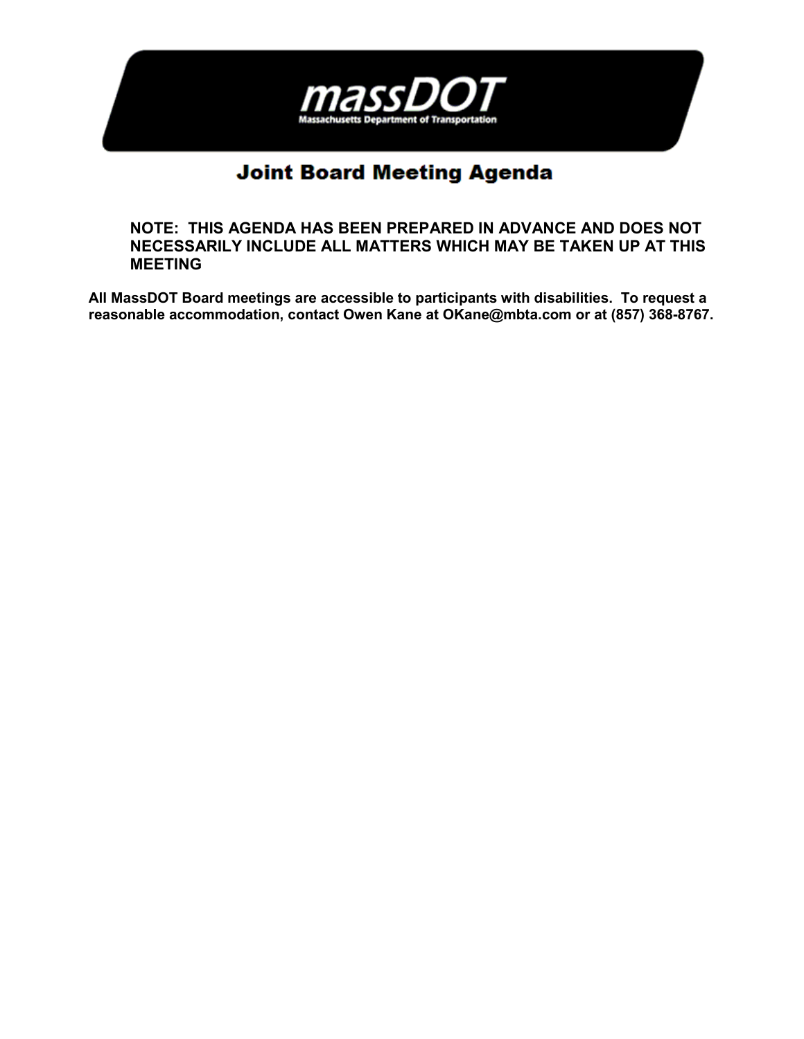**massDOT**

**Massachusetts Department of Transportation**

# Joint Board Meeting Agenda

**NOTE: THIS AGENDA HAS BEEN PREPARED IN ADVANCE AND DOES NOT NECESSARILY INCLUDE ALL MATTERS WHICH MAY BE TAKEN UP AT THIS MEETING**

**All MassDOT Board meetings are accessible to participants with disabilities. To request a reasonable accommodation, contact Owen Kane at OKane@mbta.com or at (857) 368-8767.**